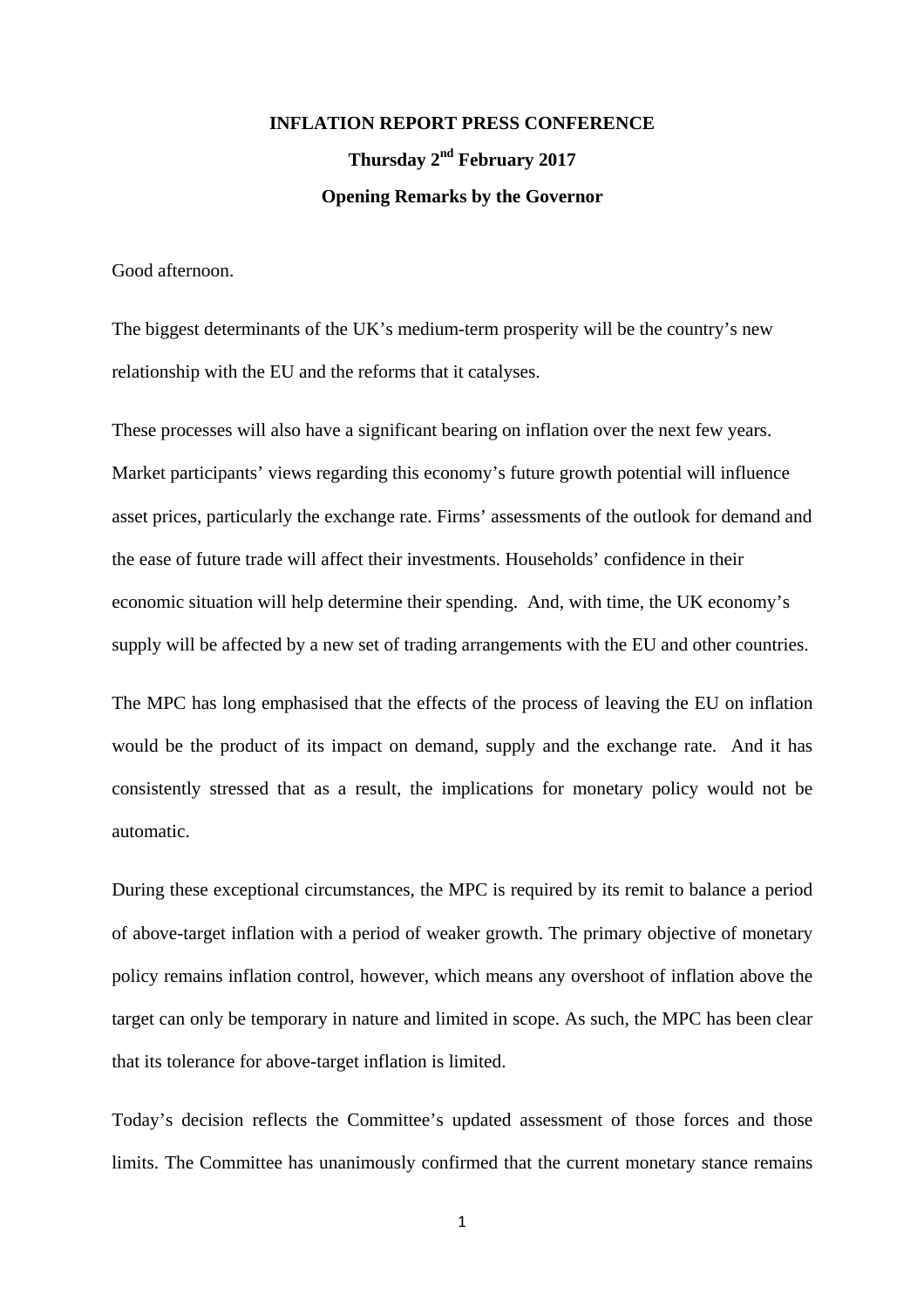**INFLATION REPORT PRESS CONFERENCE**

**Thursday 2nd February 2017**

**Opening Remarks by the Governor**

Good afternoon.

The biggest determinants of the UK's medium-term prosperity will be the country's new relationship with the EU and the reforms that it catalyses.

These processes will also have a significant bearing on inflation over the next few years. Market participants' views regarding this economy's future growth potential will influence asset prices, particularly the exchange rate. Firms' assessments of the outlook for demand and the ease of future trade will affect their investments. Households' confidence in their economic situation will help determine their spending. And, with time, the UK economy's supply will be affected by a new set of trading arrangements with the EU and other countries.

The MPC has long emphasised that the effects of the process of leaving the EU on inflation would be the product of its impact on demand, supply and the exchange rate. And it has consistently stressed that as a result, the implications for monetary policy would not be automatic.

During these exceptional circumstances, the MPC is required by its remit to balance a period of above-target inflation with a period of weaker growth. The primary objective of monetary policy remains inflation control, however, which means any overshoot of inflation above the target can only be temporary in nature and limited in scope. As such, the MPC has been clear that its tolerance for above-target inflation is limited.

Today's decision reflects the Committee's updated assessment of those forces and those limits. The Committee has unanimously confirmed that the current monetary stance remains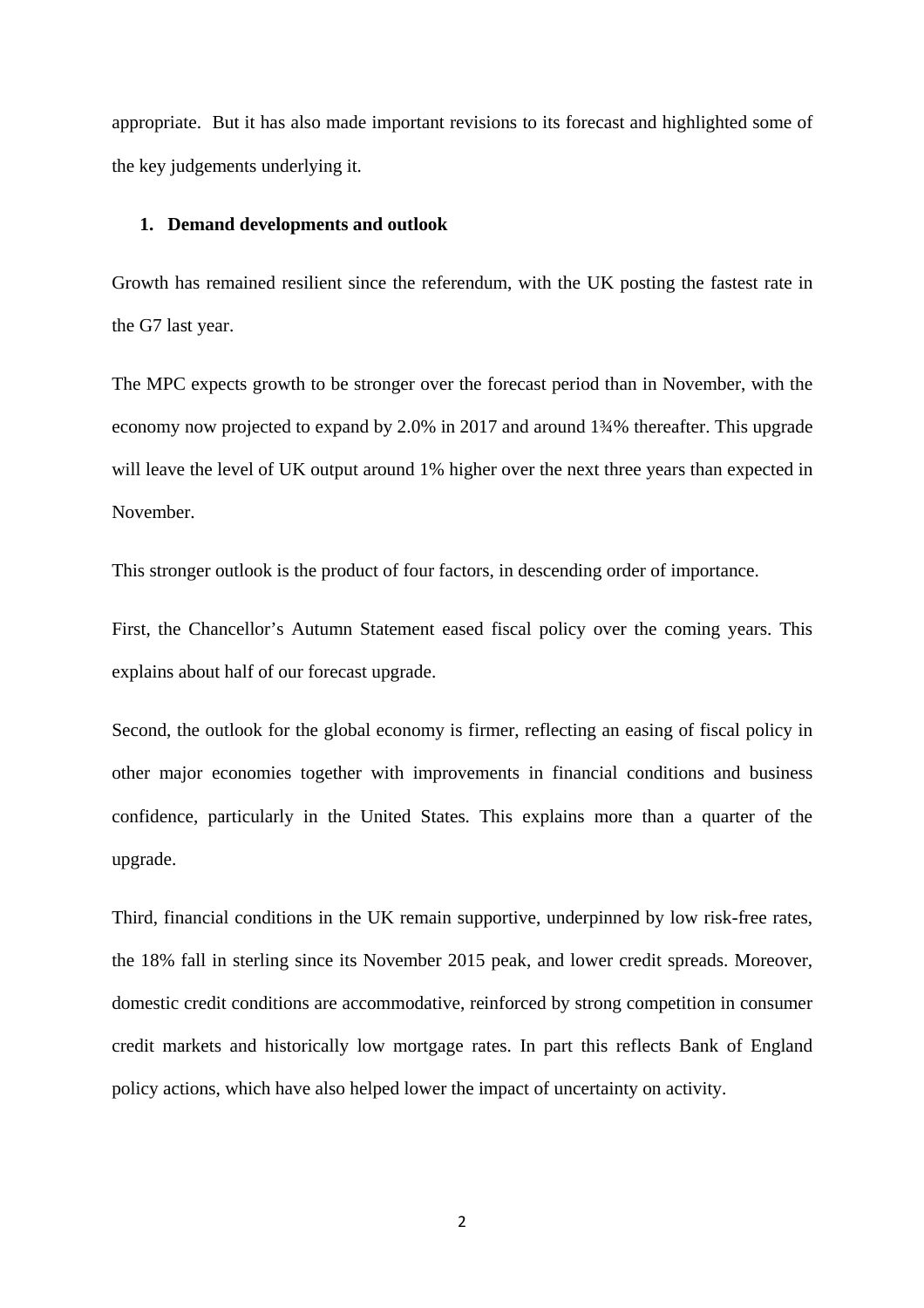appropriate. But it has also made important revisions to its forecast and highlighted some of the key judgements underlying it.

## 1. Demand developments and outlook

Growth has remained resilient since the referendum, with the UK posting the fastest rate in the G7 last year.

The MPC expects growth to be stronger over the forecast period than in November, with the economy now projected to expand by 2.0% in 2017 and around 1¾% thereafter. This upgrade will leave the level of UK output around 1% higher over the next three years than expected in November.

This stronger outlook is the product of four factors, in descending order of importance.

First, the Chancellor's Autumn Statement eased fiscal policy over the coming years. This explains about half of our forecast upgrade.

Second, the outlook for the global economy is firmer, reflecting an easing of fiscal policy in other major economies together with improvements in financial conditions and business confidence, particularly in the United States. This explains more than a quarter of the upgrade.

Third, financial conditions in the UK remain supportive, underpinned by low risk-free rates, the 18% fall in sterling since its November 2015 peak, and lower credit spreads. Moreover, domestic credit conditions are accommodative, reinforced by strong competition in consumer credit markets and historically low mortgage rates. In part this reflects Bank of England policy actions, which have also helped lower the impact of uncertainty on activity.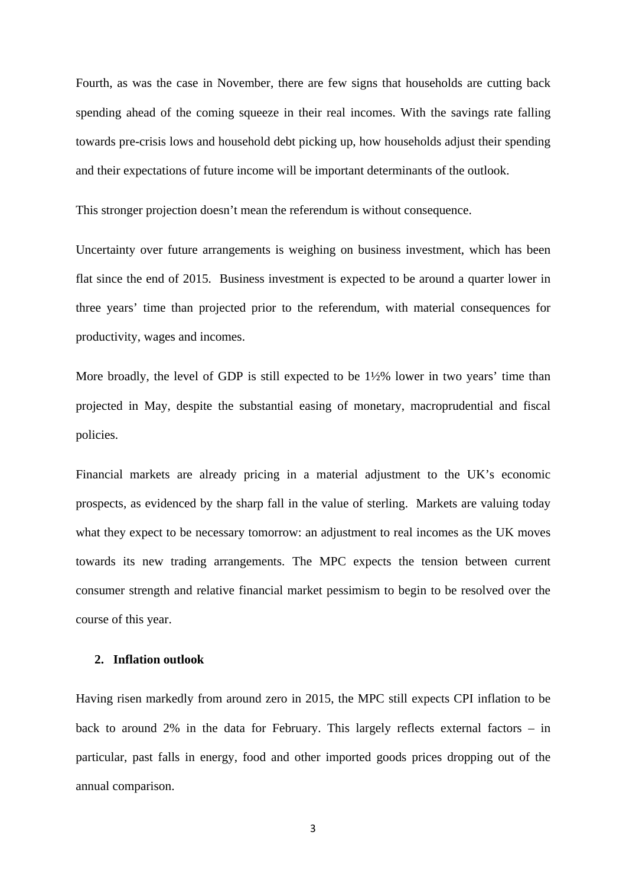Fourth, as was the case in November, there are few signs that households are cutting back spending ahead of the coming squeeze in their real incomes. With the savings rate falling towards pre-crisis lows and household debt picking up, how households adjust their spending and their expectations of future income will be important determinants of the outlook.

This stronger projection doesn't mean the referendum is without consequence.

Uncertainty over future arrangements is weighing on business investment, which has been flat since the end of 2015. Business investment is expected to be around a quarter lower in three years' time than projected prior to the referendum, with material consequences for productivity, wages and incomes.

More broadly, the level of GDP is still expected to be 1½% lower in two years' time than projected in May, despite the substantial easing of monetary, macroprudential and fiscal policies.

Financial markets are already pricing in a material adjustment to the UK's economic prospects, as evidenced by the sharp fall in the value of sterling. Markets are valuing today what they expect to be necessary tomorrow: an adjustment to real incomes as the UK moves towards its new trading arrangements. The MPC expects the tension between current consumer strength and relative financial market pessimism to begin to be resolved over the course of this year.

## 2. Inflation outlook

Having risen markedly from around zero in 2015, the MPC still expects CPI inflation to be back to around 2% in the data for February. This largely reflects external factors – in particular, past falls in energy, food and other imported goods prices dropping out of the annual comparison.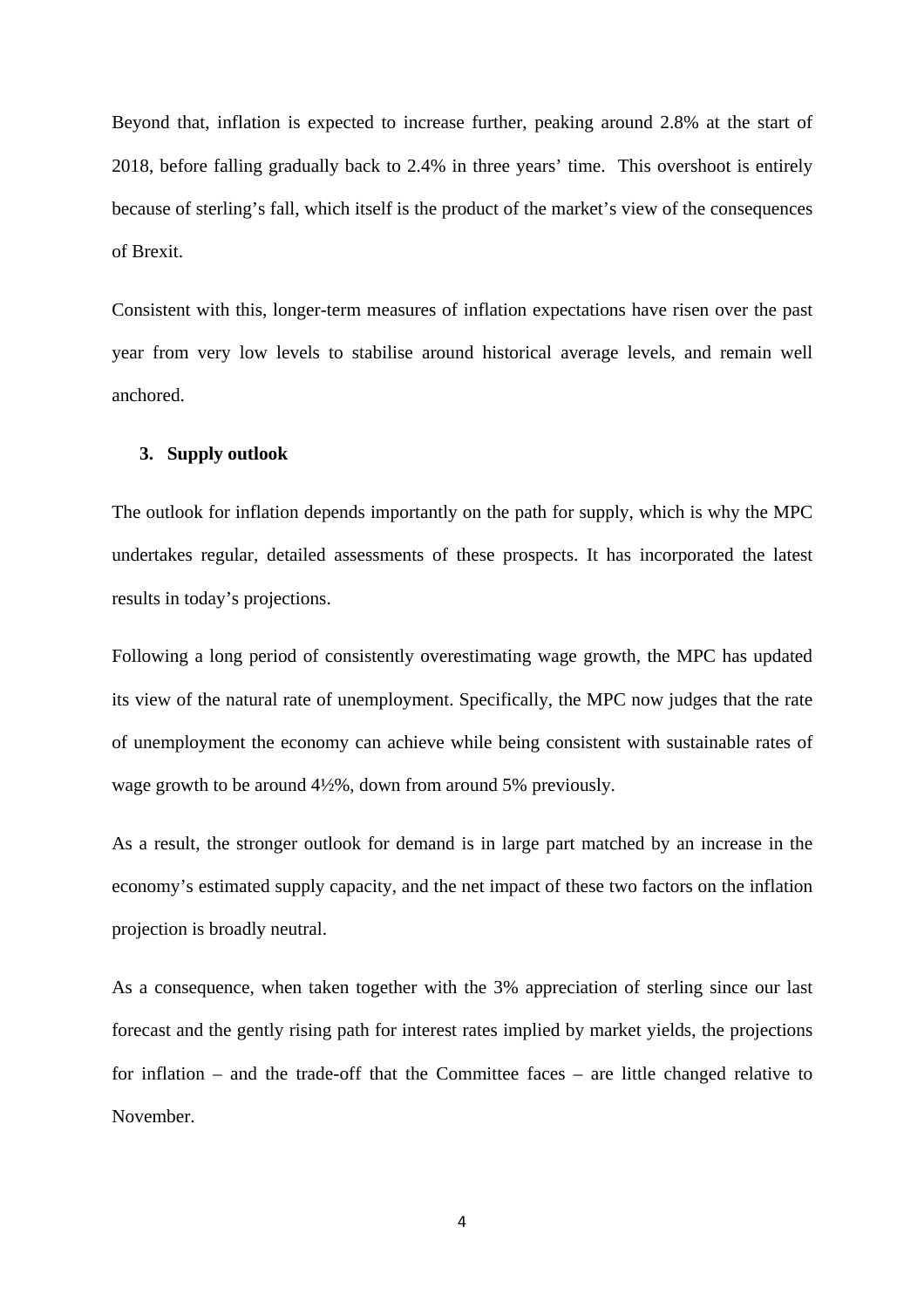Beyond that, inflation is expected to increase further, peaking around 2.8% at the start of 2018, before falling gradually back to 2.4% in three years' time. This overshoot is entirely because of sterling's fall, which itself is the product of the market's view of the consequences of Brexit.

Consistent with this, longer-term measures of inflation expectations have risen over the past year from very low levels to stabilise around historical average levels, and remain well anchored.

### 3. Supply outlook

The outlook for inflation depends importantly on the path for supply, which is why the MPC undertakes regular, detailed assessments of these prospects. It has incorporated the latest results in today's projections.

Following a long period of consistently overestimating wage growth, the MPC has updated its view of the natural rate of unemployment. Specifically, the MPC now judges that the rate of unemployment the economy can achieve while being consistent with sustainable rates of wage growth to be around 4½%, down from around 5% previously.

As a result, the stronger outlook for demand is in large part matched by an increase in the economy's estimated supply capacity, and the net impact of these two factors on the inflation projection is broadly neutral.

As a consequence, when taken together with the 3% appreciation of sterling since our last forecast and the gently rising path for interest rates implied by market yields, the projections for inflation – and the trade-off that the Committee faces – are little changed relative to November.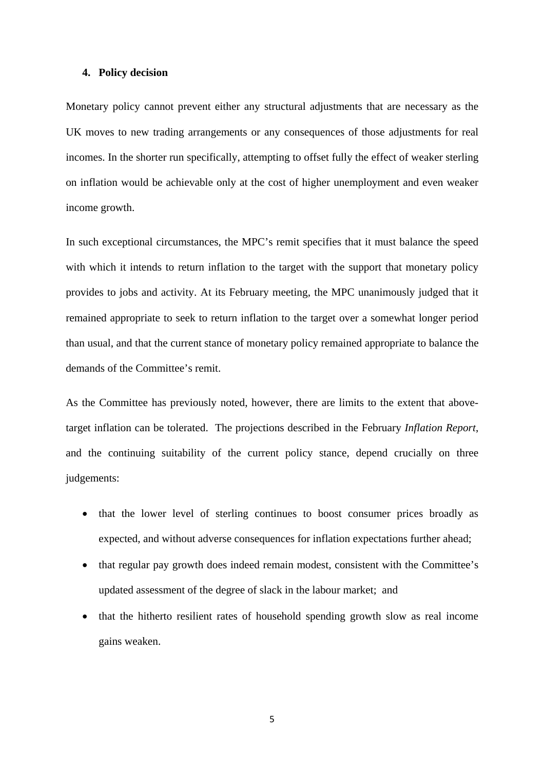## 4. Policy decision

Monetary policy cannot prevent either any structural adjustments that are necessary as the UK moves to new trading arrangements or any consequences of those adjustments for real incomes. In the shorter run specifically, attempting to offset fully the effect of weaker sterling on inflation would be achievable only at the cost of higher unemployment and even weaker income growth.

In such exceptional circumstances, the MPC's remit specifies that it must balance the speed with which it intends to return inflation to the target with the support that monetary policy provides to jobs and activity. At its February meeting, the MPC unanimously judged that it remained appropriate to seek to return inflation to the target over a somewhat longer period than usual, and that the current stance of monetary policy remained appropriate to balance the demands of the Committee's remit.

As the Committee has previously noted, however, there are limits to the extent that above-target inflation can be tolerated. The projections described in the February *Inflation Report*, and the continuing suitability of the current policy stance, depend crucially on three judgements:

- that the lower level of sterling continues to boost consumer prices broadly as expected, and without adverse consequences for inflation expectations further ahead;
- that regular pay growth does indeed remain modest, consistent with the Committee's updated assessment of the degree of slack in the labour market; and
- that the hitherto resilient rates of household spending growth slow as real income gains weaken.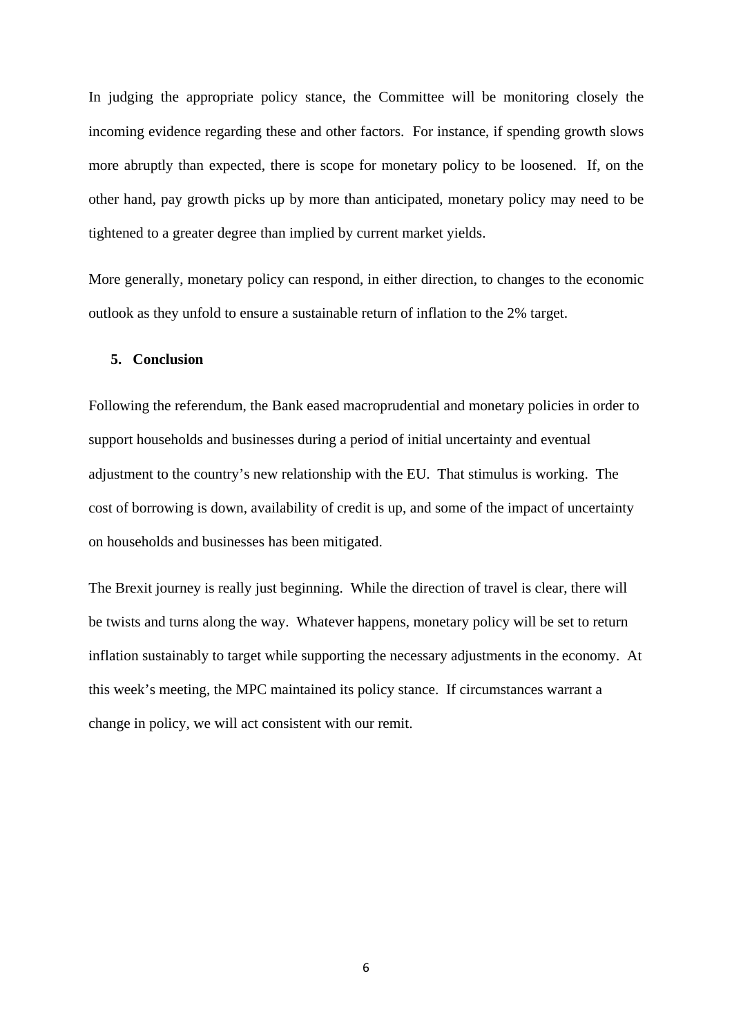In judging the appropriate policy stance, the Committee will be monitoring closely the incoming evidence regarding these and other factors. For instance, if spending growth slows more abruptly than expected, there is scope for monetary policy to be loosened. If, on the other hand, pay growth picks up by more than anticipated, monetary policy may need to be tightened to a greater degree than implied by current market yields.

More generally, monetary policy can respond, in either direction, to changes to the economic outlook as they unfold to ensure a sustainable return of inflation to the 2% target.

## 5. Conclusion

Following the referendum, the Bank eased macroprudential and monetary policies in order to support households and businesses during a period of initial uncertainty and eventual adjustment to the country's new relationship with the EU. That stimulus is working. The cost of borrowing is down, availability of credit is up, and some of the impact of uncertainty on households and businesses has been mitigated.

The Brexit journey is really just beginning. While the direction of travel is clear, there will be twists and turns along the way. Whatever happens, monetary policy will be set to return inflation sustainably to target while supporting the necessary adjustments in the economy. At this week's meeting, the MPC maintained its policy stance. If circumstances warrant a change in policy, we will act consistent with our remit.